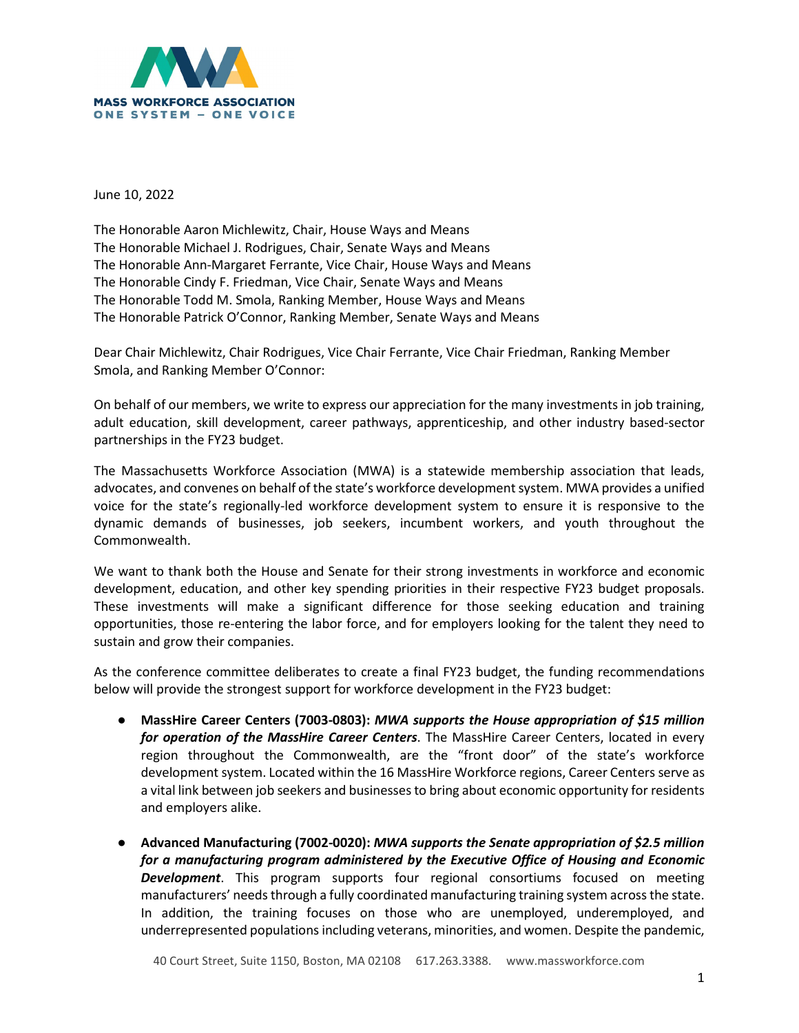MASS WORKFORCE ASSOCIATION
ONE SYSTEM – ONE VOICE

June 10, 2022

The Honorable Aaron Michlewitz, Chair, House Ways and Means
The Honorable Michael J. Rodrigues, Chair, Senate Ways and Means
The Honorable Ann-Margaret Ferrante, Vice Chair, House Ways and Means
The Honorable Cindy F. Friedman, Vice Chair, Senate Ways and Means
The Honorable Todd M. Smola, Ranking Member, House Ways and Means
The Honorable Patrick O'Connor, Ranking Member, Senate Ways and Means

Dear Chair Michlewitz, Chair Rodrigues, Vice Chair Ferrante, Vice Chair Friedman, Ranking Member Smola, and Ranking Member O'Connor:

On behalf of our members, we write to express our appreciation for the many investments in job training, adult education, skill development, career pathways, apprenticeship, and other industry based-sector partnerships in the FY23 budget.

The Massachusetts Workforce Association (MWA) is a statewide membership association that leads, advocates, and convenes on behalf of the state's workforce development system. MWA provides a unified voice for the state's regionally-led workforce development system to ensure it is responsive to the dynamic demands of businesses, job seekers, incumbent workers, and youth throughout the Commonwealth.

We want to thank both the House and Senate for their strong investments in workforce and economic development, education, and other key spending priorities in their respective FY23 budget proposals. These investments will make a significant difference for those seeking education and training opportunities, those re-entering the labor force, and for employers looking for the talent they need to sustain and grow their companies.

As the conference committee deliberates to create a final FY23 budget, the funding recommendations below will provide the strongest support for workforce development in the FY23 budget:

- **MassHire Career Centers (7003-0803):** ***MWA supports the House appropriation of $15 million for operation of the MassHire Career Centers***. The MassHire Career Centers, located in every region throughout the Commonwealth, are the "front door" of the state's workforce development system. Located within the 16 MassHire Workforce regions, Career Centers serve as a vital link between job seekers and businesses to bring about economic opportunity for residents and employers alike.

- **Advanced Manufacturing (7002-0020):** ***MWA supports the Senate appropriation of $2.5 million for a manufacturing program administered by the Executive Office of Housing and Economic Development***. This program supports four regional consortiums focused on meeting manufacturers' needs through a fully coordinated manufacturing training system across the state. In addition, the training focuses on those who are unemployed, underemployed, and underrepresented populations including veterans, minorities, and women. Despite the pandemic,

40 Court Street, Suite 1150, Boston, MA 02108 617.263.3388. www.massworkforce.com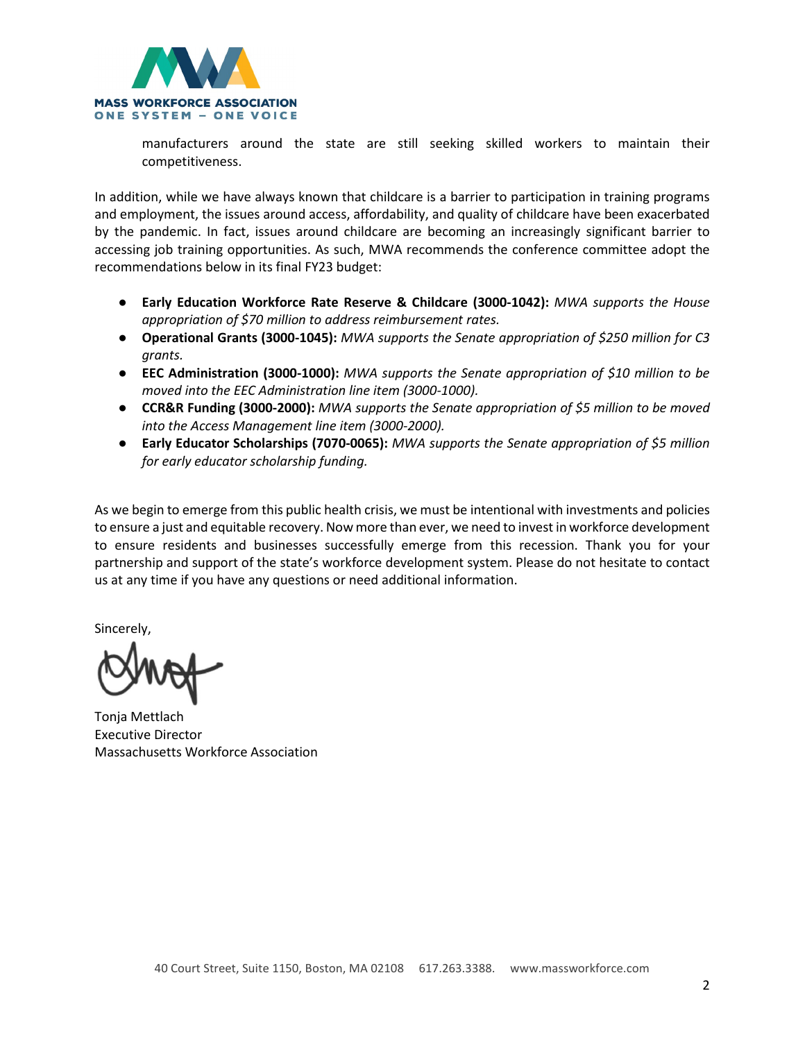manufacturers around the state are still seeking skilled workers to maintain their competitiveness.

In addition, while we have always known that childcare is a barrier to participation in training programs and employment, the issues around access, affordability, and quality of childcare have been exacerbated by the pandemic. In fact, issues around childcare are becoming an increasingly significant barrier to accessing job training opportunities. As such, MWA recommends the conference committee adopt the recommendations below in its final FY23 budget:

- **Early Education Workforce Rate Reserve & Childcare (3000-1042):** *MWA supports the House appropriation of $70 million to address reimbursement rates.*
- **Operational Grants (3000-1045):** *MWA supports the Senate appropriation of $250 million for C3 grants.*
- **EEC Administration (3000-1000):** *MWA supports the Senate appropriation of $10 million to be moved into the EEC Administration line item (3000-1000).*
- **CCR&R Funding (3000-2000):** *MWA supports the Senate appropriation of $5 million to be moved into the Access Management line item (3000-2000).*
- **Early Educator Scholarships (7070-0065):** *MWA supports the Senate appropriation of $5 million for early educator scholarship funding.*

As we begin to emerge from this public health crisis, we must be intentional with investments and policies to ensure a just and equitable recovery. Now more than ever, we need to invest in workforce development to ensure residents and businesses successfully emerge from this recession. Thank you for your partnership and support of the state's workforce development system. Please do not hesitate to contact us at any time if you have any questions or need additional information.

Sincerely,

Tonja Mettlach
Executive Director
Massachusetts Workforce Association